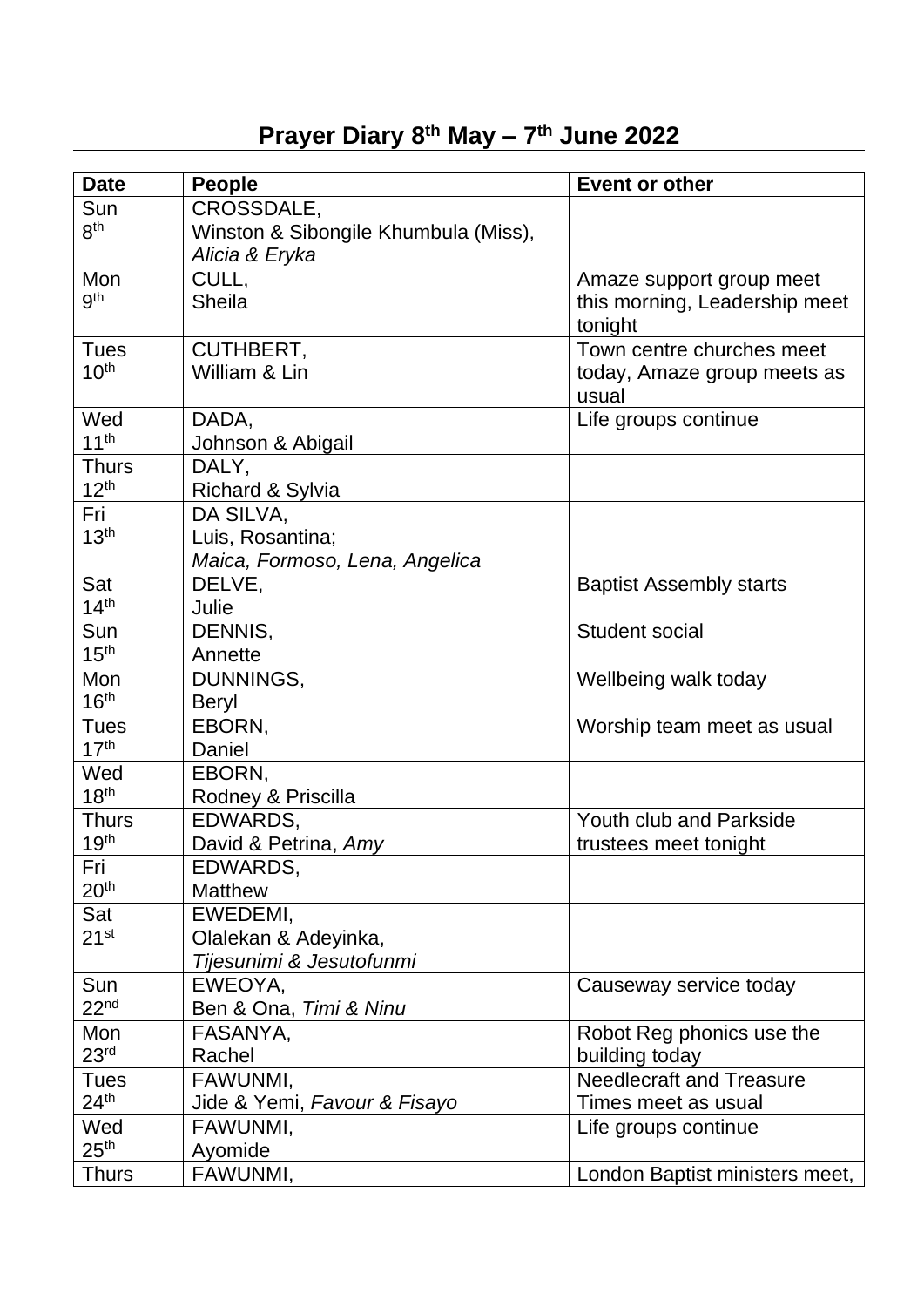# Prayer Diary 8th May – 7th June 2022

| Date | People | Event or other |
|---|---|---|
| Sun 8th | CROSSDALE, Winston & Sibongile Khumbula (Miss), *Alicia & Eryka* | |
| Mon 9th | CULL, Sheila | Amaze support group meet this morning, Leadership meet tonight |
| Tues 10th | CUTHBERT, William & Lin | Town centre churches meet today, Amaze group meets as usual |
| Wed 11th | DADA, Johnson & Abigail | Life groups continue |
| Thurs 12th | DALY, Richard & Sylvia | |
| Fri 13th | DA SILVA, Luis, Rosantina; *Maica, Formoso, Lena, Angelica* | |
| Sat 14th | DELVE, Julie | Baptist Assembly starts |
| Sun 15th | DENNIS, Annette | Student social |
| Mon 16th | DUNNINGS, Beryl | Wellbeing walk today |
| Tues 17th | EBORN, Daniel | Worship team meet as usual |
| Wed 18th | EBORN, Rodney & Priscilla | |
| Thurs 19th | EDWARDS, David & Petrina, *Amy* | Youth club and Parkside trustees meet tonight |
| Fri 20th | EDWARDS, Matthew | |
| Sat 21st | EWEDEMI, Olalekan & Adeyinka, *Tijesunimi & Jesutofunmi* | |
| Sun 22nd | EWEOYA, Ben & Ona, *Timi & Ninu* | Causeway service today |
| Mon 23rd | FASANYA, Rachel | Robot Reg phonics use the building today |
| Tues 24th | FAWUNMI, Jide & Yemi, *Favour & Fisayo* | Needlecraft and Treasure Times meet as usual |
| Wed 25th | FAWUNMI, Ayomide | Life groups continue |
| Thurs | FAWUNMI, | London Baptist ministers meet, |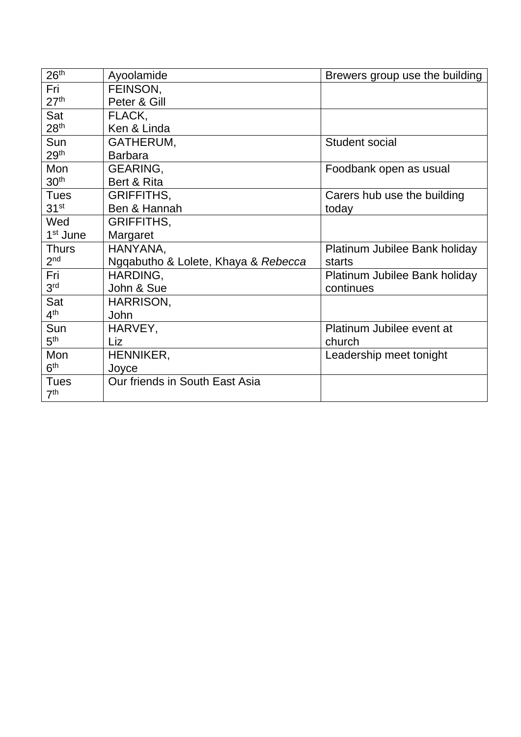| | | |
|---|---|---|
| 26th | Ayoolamide | Brewers group use the building |
| Fri 27th | FEINSON, Peter & Gill | |
| Sat 28th | FLACK, Ken & Linda | |
| Sun 29th | GATHERUM, Barbara | Student social |
| Mon 30th | GEARING, Bert & Rita | Foodbank open as usual |
| Tues 31st | GRIFFITHS, Ben & Hannah | Carers hub use the building today |
| Wed 1st June | GRIFFITHS, Margaret | |
| Thurs 2nd | HANYANA, Ngqabutho & Lolete, Khaya & *Rebecca* | Platinum Jubilee Bank holiday starts |
| Fri 3rd | HARDING, John & Sue | Platinum Jubilee Bank holiday continues |
| Sat 4th | HARRISON, John | |
| Sun 5th | HARVEY, Liz | Platinum Jubilee event at church |
| Mon 6th | HENNIKER, Joyce | Leadership meet tonight |
| Tues 7th | Our friends in South East Asia | |